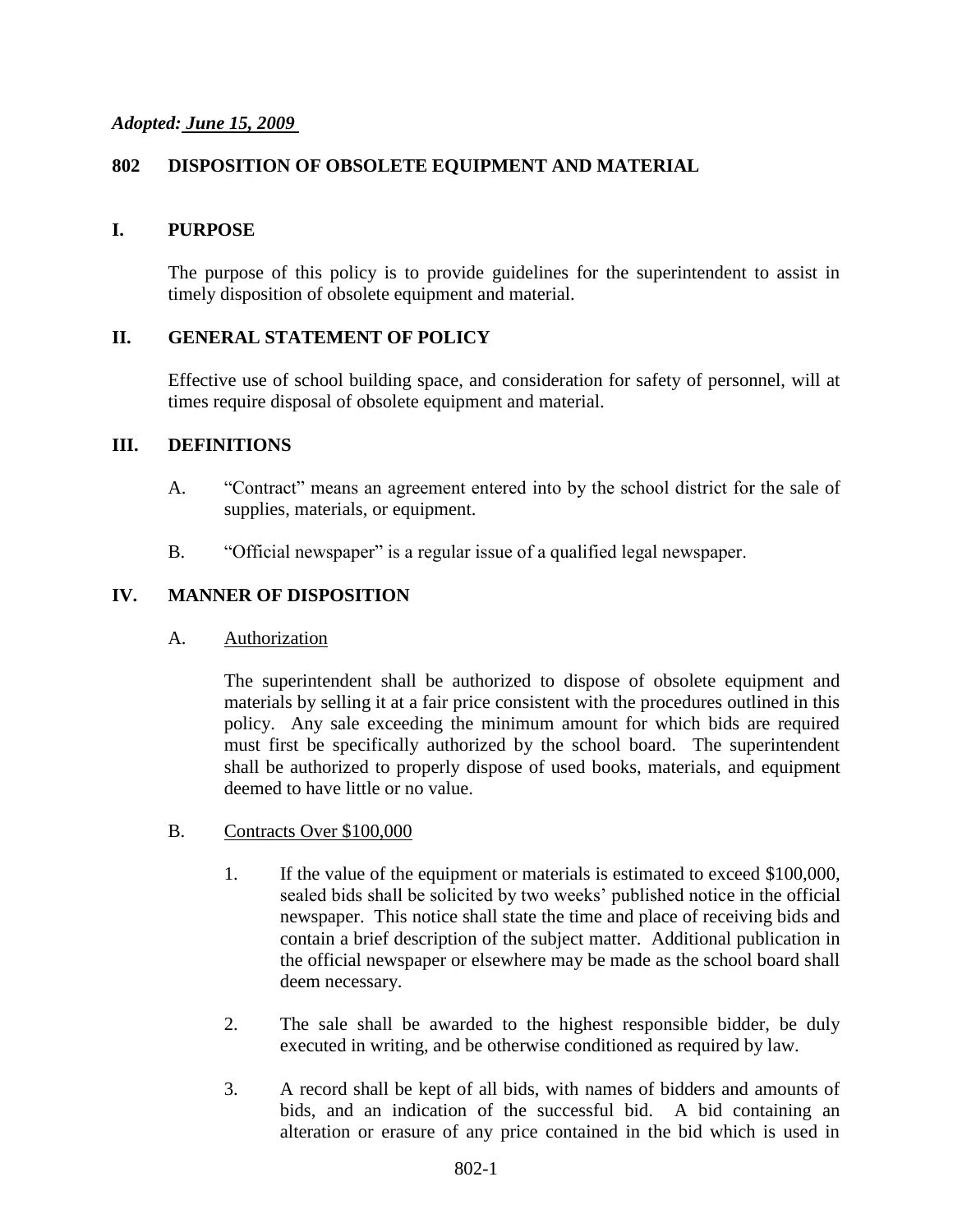***Adopted: June 15, 2009***

## 802 DISPOSITION OF OBSOLETE EQUIPMENT AND MATERIAL

### I. PURPOSE

The purpose of this policy is to provide guidelines for the superintendent to assist in timely disposition of obsolete equipment and material.

### II. GENERAL STATEMENT OF POLICY

Effective use of school building space, and consideration for safety of personnel, will at times require disposal of obsolete equipment and material.

### III. DEFINITIONS

A. "Contract" means an agreement entered into by the school district for the sale of supplies, materials, or equipment.

B. "Official newspaper" is a regular issue of a qualified legal newspaper.

### IV. MANNER OF DISPOSITION

A. Authorization

The superintendent shall be authorized to dispose of obsolete equipment and materials by selling it at a fair price consistent with the procedures outlined in this policy. Any sale exceeding the minimum amount for which bids are required must first be specifically authorized by the school board. The superintendent shall be authorized to properly dispose of used books, materials, and equipment deemed to have little or no value.

B. Contracts Over $100,000

1. If the value of the equipment or materials is estimated to exceed $100,000, sealed bids shall be solicited by two weeks' published notice in the official newspaper. This notice shall state the time and place of receiving bids and contain a brief description of the subject matter. Additional publication in the official newspaper or elsewhere may be made as the school board shall deem necessary.

2. The sale shall be awarded to the highest responsible bidder, be duly executed in writing, and be otherwise conditioned as required by law.

3. A record shall be kept of all bids, with names of bidders and amounts of bids, and an indication of the successful bid. A bid containing an alteration or erasure of any price contained in the bid which is used in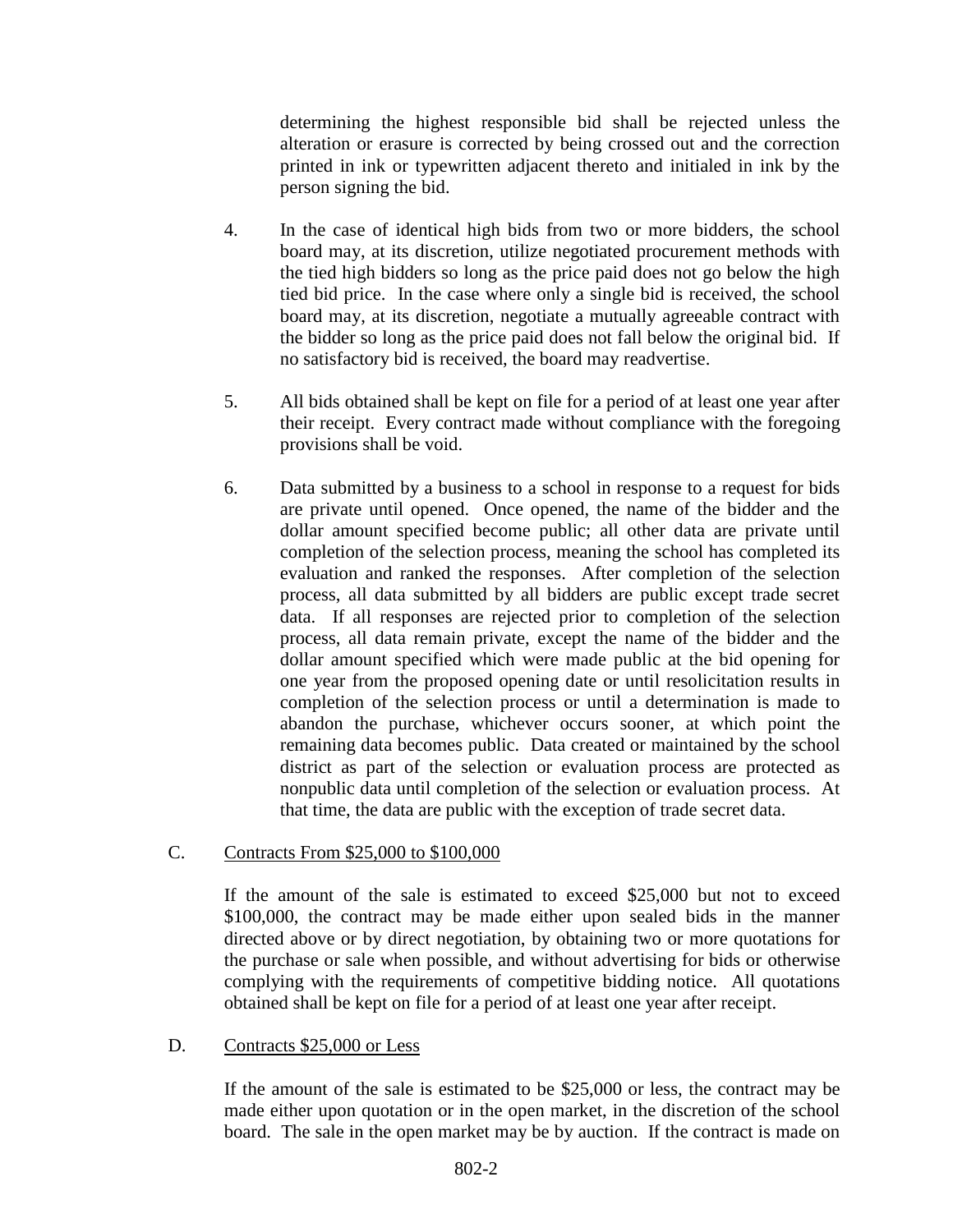determining the highest responsible bid shall be rejected unless the alteration or erasure is corrected by being crossed out and the correction printed in ink or typewritten adjacent thereto and initialed in ink by the person signing the bid.

4. In the case of identical high bids from two or more bidders, the school board may, at its discretion, utilize negotiated procurement methods with the tied high bidders so long as the price paid does not go below the high tied bid price. In the case where only a single bid is received, the school board may, at its discretion, negotiate a mutually agreeable contract with the bidder so long as the price paid does not fall below the original bid. If no satisfactory bid is received, the board may readvertise.

5. All bids obtained shall be kept on file for a period of at least one year after their receipt. Every contract made without compliance with the foregoing provisions shall be void.

6. Data submitted by a business to a school in response to a request for bids are private until opened. Once opened, the name of the bidder and the dollar amount specified become public; all other data are private until completion of the selection process, meaning the school has completed its evaluation and ranked the responses. After completion of the selection process, all data submitted by all bidders are public except trade secret data. If all responses are rejected prior to completion of the selection process, all data remain private, except the name of the bidder and the dollar amount specified which were made public at the bid opening for one year from the proposed opening date or until resolicitation results in completion of the selection process or until a determination is made to abandon the purchase, whichever occurs sooner, at which point the remaining data becomes public. Data created or maintained by the school district as part of the selection or evaluation process are protected as nonpublic data until completion of the selection or evaluation process. At that time, the data are public with the exception of trade secret data.

C. Contracts From $25,000 to $100,000

If the amount of the sale is estimated to exceed $25,000 but not to exceed $100,000, the contract may be made either upon sealed bids in the manner directed above or by direct negotiation, by obtaining two or more quotations for the purchase or sale when possible, and without advertising for bids or otherwise complying with the requirements of competitive bidding notice. All quotations obtained shall be kept on file for a period of at least one year after receipt.

D. Contracts $25,000 or Less

If the amount of the sale is estimated to be $25,000 or less, the contract may be made either upon quotation or in the open market, in the discretion of the school board. The sale in the open market may be by auction. If the contract is made on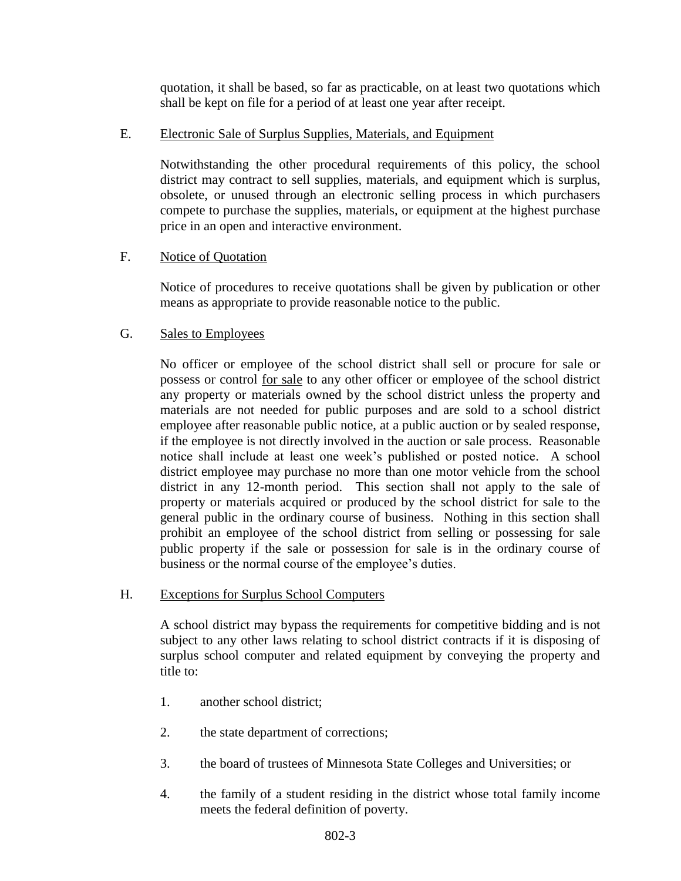quotation, it shall be based, so far as practicable, on at least two quotations which shall be kept on file for a period of at least one year after receipt.

E. Electronic Sale of Surplus Supplies, Materials, and Equipment

Notwithstanding the other procedural requirements of this policy, the school district may contract to sell supplies, materials, and equipment which is surplus, obsolete, or unused through an electronic selling process in which purchasers compete to purchase the supplies, materials, or equipment at the highest purchase price in an open and interactive environment.

F. Notice of Quotation

Notice of procedures to receive quotations shall be given by publication or other means as appropriate to provide reasonable notice to the public.

G. Sales to Employees

No officer or employee of the school district shall sell or procure for sale or possess or control for sale to any other officer or employee of the school district any property or materials owned by the school district unless the property and materials are not needed for public purposes and are sold to a school district employee after reasonable public notice, at a public auction or by sealed response, if the employee is not directly involved in the auction or sale process. Reasonable notice shall include at least one week's published or posted notice. A school district employee may purchase no more than one motor vehicle from the school district in any 12-month period. This section shall not apply to the sale of property or materials acquired or produced by the school district for sale to the general public in the ordinary course of business. Nothing in this section shall prohibit an employee of the school district from selling or possessing for sale public property if the sale or possession for sale is in the ordinary course of business or the normal course of the employee's duties.

H. Exceptions for Surplus School Computers

A school district may bypass the requirements for competitive bidding and is not subject to any other laws relating to school district contracts if it is disposing of surplus school computer and related equipment by conveying the property and title to:

1. another school district;
2. the state department of corrections;
3. the board of trustees of Minnesota State Colleges and Universities; or
4. the family of a student residing in the district whose total family income meets the federal definition of poverty.